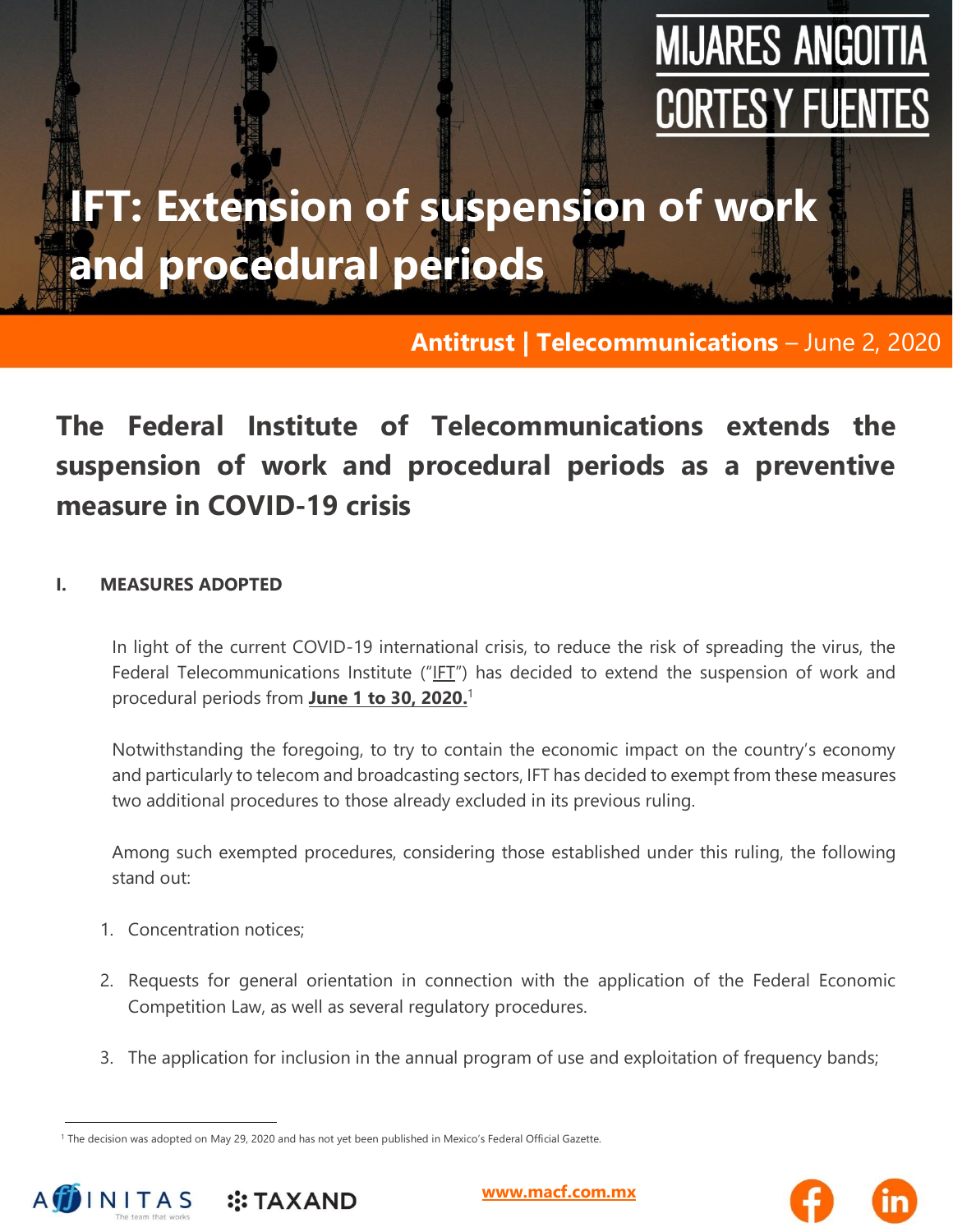MIJARES ANGOITIA CORTES Y FUENTES

# IFT: Extension of suspension of work and procedural periods

**Antitrust | Telecommunications** – June 2, 2020

## The Federal Institute of Telecommunications extends the suspension of work and procedural periods as a preventive measure in COVID-19 crisis

### I. MEASURES ADOPTED

In light of the current COVID-19 international crisis, to reduce the risk of spreading the virus, the Federal Telecommunications Institute ("IFT") has decided to extend the suspension of work and procedural periods from **June 1 to 30, 2020.**[1]

Notwithstanding the foregoing, to try to contain the economic impact on the country's economy and particularly to telecom and broadcasting sectors, IFT has decided to exempt from these measures two additional procedures to those already excluded in its previous ruling.

Among such exempted procedures, considering those established under this ruling, the following stand out:

1. Concentration notices;
2. Requests for general orientation in connection with the application of the Federal Economic Competition Law, as well as several regulatory procedures.
3. The application for inclusion in the annual program of use and exploitation of frequency bands;

[1] The decision was adopted on May 29, 2020 and has not yet been published in Mexico's Federal Official Gazette.

AFFINITAS The team that works | TAXAND | www.macf.com.mx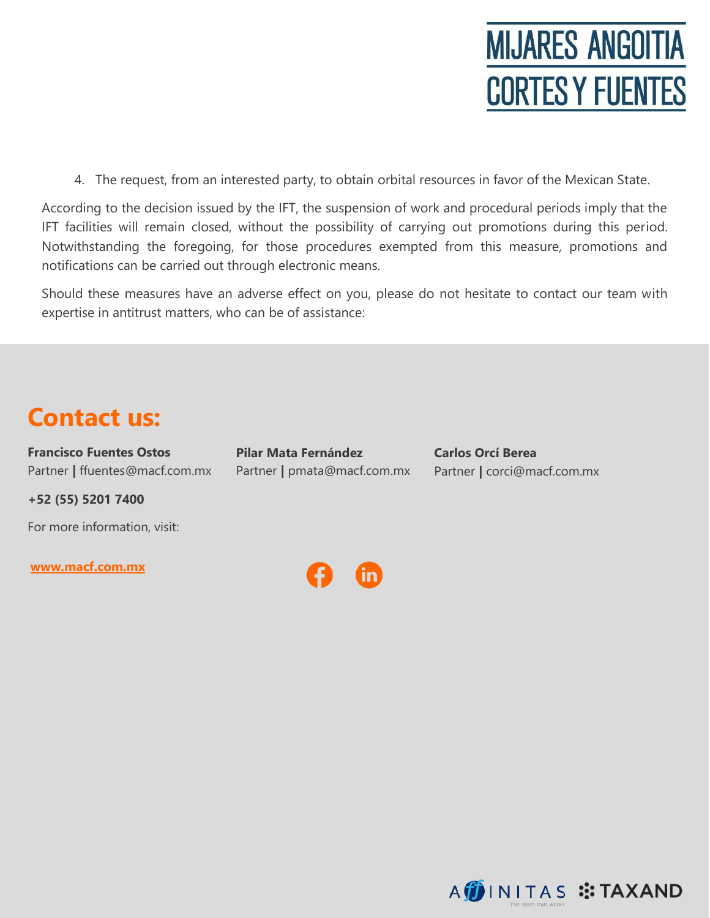4. The request, from an interested party, to obtain orbital resources in favor of the Mexican State.

According to the decision issued by the IFT, the suspension of work and procedural periods imply that the IFT facilities will remain closed, without the possibility of carrying out promotions during this period. Notwithstanding the foregoing, for those procedures exempted from this measure, promotions and notifications can be carried out through electronic means.

Should these measures have an adverse effect on you, please do not hesitate to contact our team with expertise in antitrust matters, who can be of assistance:

## Contact us:

**Francisco Fuentes Ostos**
Partner **|** ffuentes@macf.com.mx

**Pilar Mata Fernández**
Partner **|** pmata@macf.com.mx

**Carlos Orcí Berea**
Partner **|** corci@macf.com.mx

**+52 (55) 5201 7400**

For more information, visit:

**www.macf.com.mx**